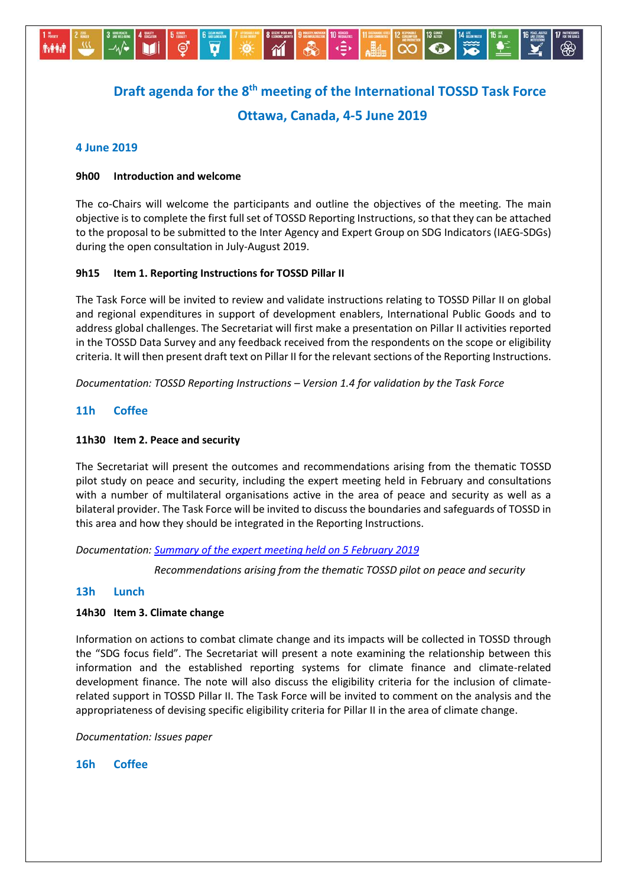# Draft agenda for the 8th meeting of the International TOSSD Task Force

## Ottawa, Canada, 4-5 June 2019

### 4 June 2019

**9h00 Introduction and welcome**

The co-Chairs will welcome the participants and outline the objectives of the meeting. The main objective is to complete the first full set of TOSSD Reporting Instructions, so that they can be attached to the proposal to be submitted to the Inter Agency and Expert Group on SDG Indicators (IAEG-SDGs) during the open consultation in July-August 2019.

**9h15 Item 1. Reporting Instructions for TOSSD Pillar II**

The Task Force will be invited to review and validate instructions relating to TOSSD Pillar II on global and regional expenditures in support of development enablers, International Public Goods and to address global challenges. The Secretariat will first make a presentation on Pillar II activities reported in the TOSSD Data Survey and any feedback received from the respondents on the scope or eligibility criteria. It will then present draft text on Pillar II for the relevant sections of the Reporting Instructions.

*Documentation: TOSSD Reporting Instructions – Version 1.4 for validation by the Task Force*

### 11h Coffee

**11h30 Item 2. Peace and security**

The Secretariat will present the outcomes and recommendations arising from the thematic TOSSD pilot study on peace and security, including the expert meeting held in February and consultations with a number of multilateral organisations active in the area of peace and security as well as a bilateral provider. The Task Force will be invited to discuss the boundaries and safeguards of TOSSD in this area and how they should be integrated in the Reporting Instructions.

*Documentation: Summary of the expert meeting held on 5 February 2019*

*Recommendations arising from the thematic TOSSD pilot on peace and security*

### 13h Lunch

**14h30 Item 3. Climate change**

Information on actions to combat climate change and its impacts will be collected in TOSSD through the "SDG focus field". The Secretariat will present a note examining the relationship between this information and the established reporting systems for climate finance and climate-related development finance. The note will also discuss the eligibility criteria for the inclusion of climate-related support in TOSSD Pillar II. The Task Force will be invited to comment on the analysis and the appropriateness of devising specific eligibility criteria for Pillar II in the area of climate change.

*Documentation: Issues paper*

### 16h Coffee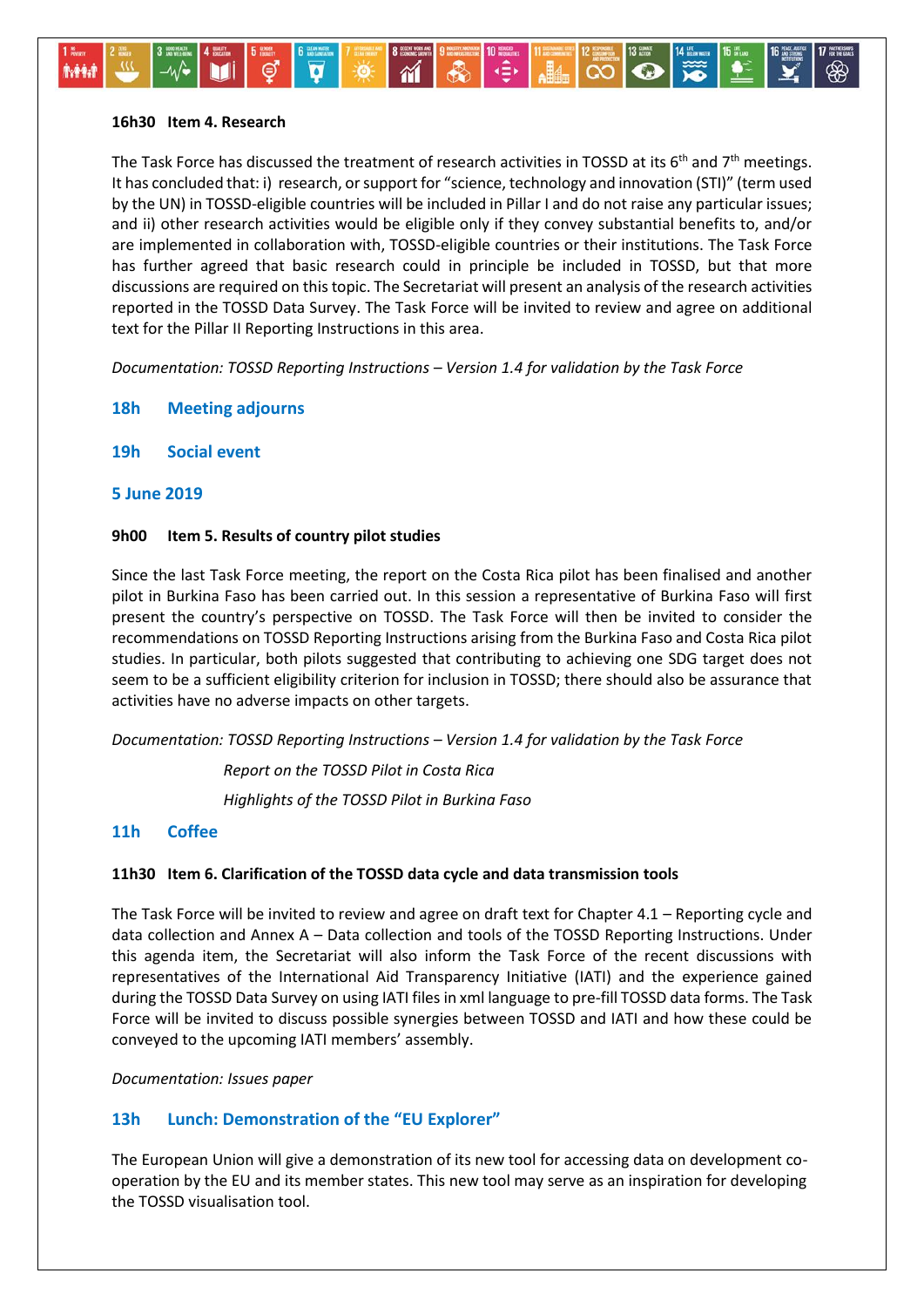**16h30 Item 4. Research**

The Task Force has discussed the treatment of research activities in TOSSD at its 6th and 7th meetings. It has concluded that: i) research, or support for "science, technology and innovation (STI)" (term used by the UN) in TOSSD-eligible countries will be included in Pillar I and do not raise any particular issues; and ii) other research activities would be eligible only if they convey substantial benefits to, and/or are implemented in collaboration with, TOSSD-eligible countries or their institutions. The Task Force has further agreed that basic research could in principle be included in TOSSD, but that more discussions are required on this topic. The Secretariat will present an analysis of the research activities reported in the TOSSD Data Survey. The Task Force will be invited to review and agree on additional text for the Pillar II Reporting Instructions in this area.

*Documentation: TOSSD Reporting Instructions – Version 1.4 for validation by the Task Force*

**18h Meeting adjourns**

**19h Social event**

**5 June 2019**

**9h00 Item 5. Results of country pilot studies**

Since the last Task Force meeting, the report on the Costa Rica pilot has been finalised and another pilot in Burkina Faso has been carried out. In this session a representative of Burkina Faso will first present the country's perspective on TOSSD. The Task Force will then be invited to consider the recommendations on TOSSD Reporting Instructions arising from the Burkina Faso and Costa Rica pilot studies. In particular, both pilots suggested that contributing to achieving one SDG target does not seem to be a sufficient eligibility criterion for inclusion in TOSSD; there should also be assurance that activities have no adverse impacts on other targets.

*Documentation: TOSSD Reporting Instructions – Version 1.4 for validation by the Task Force*

*Report on the TOSSD Pilot in Costa Rica*

*Highlights of the TOSSD Pilot in Burkina Faso*

**11h Coffee**

**11h30 Item 6. Clarification of the TOSSD data cycle and data transmission tools**

The Task Force will be invited to review and agree on draft text for Chapter 4.1 – Reporting cycle and data collection and Annex A – Data collection and tools of the TOSSD Reporting Instructions. Under this agenda item, the Secretariat will also inform the Task Force of the recent discussions with representatives of the International Aid Transparency Initiative (IATI) and the experience gained during the TOSSD Data Survey on using IATI files in xml language to pre-fill TOSSD data forms. The Task Force will be invited to discuss possible synergies between TOSSD and IATI and how these could be conveyed to the upcoming IATI members' assembly.

*Documentation: Issues paper*

**13h Lunch: Demonstration of the "EU Explorer"**

The European Union will give a demonstration of its new tool for accessing data on development co-operation by the EU and its member states. This new tool may serve as an inspiration for developing the TOSSD visualisation tool.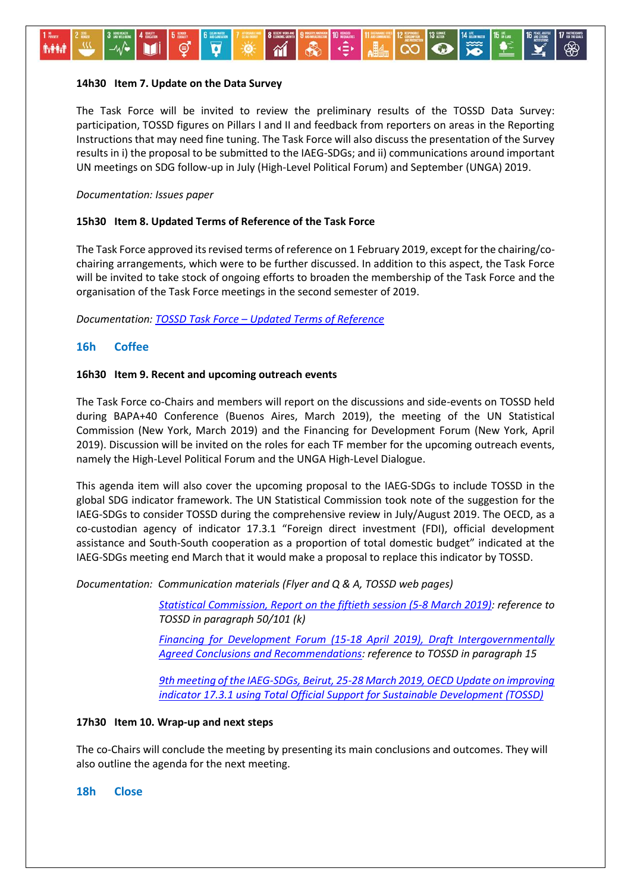**14h30 Item 7. Update on the Data Survey**

The Task Force will be invited to review the preliminary results of the TOSSD Data Survey: participation, TOSSD figures on Pillars I and II and feedback from reporters on areas in the Reporting Instructions that may need fine tuning. The Task Force will also discuss the presentation of the Survey results in i) the proposal to be submitted to the IAEG-SDGs; and ii) communications around important UN meetings on SDG follow-up in July (High-Level Political Forum) and September (UNGA) 2019.

*Documentation: Issues paper*

**15h30 Item 8. Updated Terms of Reference of the Task Force**

The Task Force approved its revised terms of reference on 1 February 2019, except for the chairing/co-chairing arrangements, which were to be further discussed. In addition to this aspect, the Task Force will be invited to take stock of ongoing efforts to broaden the membership of the Task Force and the organisation of the Task Force meetings in the second semester of 2019.

*Documentation: TOSSD Task Force – Updated Terms of Reference*

## 16h Coffee

**16h30 Item 9. Recent and upcoming outreach events**

The Task Force co-Chairs and members will report on the discussions and side-events on TOSSD held during BAPA+40 Conference (Buenos Aires, March 2019), the meeting of the UN Statistical Commission (New York, March 2019) and the Financing for Development Forum (New York, April 2019). Discussion will be invited on the roles for each TF member for the upcoming outreach events, namely the High-Level Political Forum and the UNGA High-Level Dialogue.

This agenda item will also cover the upcoming proposal to the IAEG-SDGs to include TOSSD in the global SDG indicator framework. The UN Statistical Commission took note of the suggestion for the IAEG-SDGs to consider TOSSD during the comprehensive review in July/August 2019. The OECD, as a co-custodian agency of indicator 17.3.1 "Foreign direct investment (FDI), official development assistance and South-South cooperation as a proportion of total domestic budget" indicated at the IAEG-SDGs meeting end March that it would make a proposal to replace this indicator by TOSSD.

*Documentation: Communication materials (Flyer and Q & A, TOSSD web pages)*

*Statistical Commission, Report on the fiftieth session (5-8 March 2019): reference to TOSSD in paragraph 50/101 (k)*

*Financing for Development Forum (15-18 April 2019), Draft Intergovernmentally Agreed Conclusions and Recommendations: reference to TOSSD in paragraph 15*

*9th meeting of the IAEG-SDGs, Beirut, 25-28 March 2019, OECD Update on improving indicator 17.3.1 using Total Official Support for Sustainable Development (TOSSD)*

**17h30 Item 10. Wrap-up and next steps**

The co-Chairs will conclude the meeting by presenting its main conclusions and outcomes. They will also outline the agenda for the next meeting.

## 18h Close